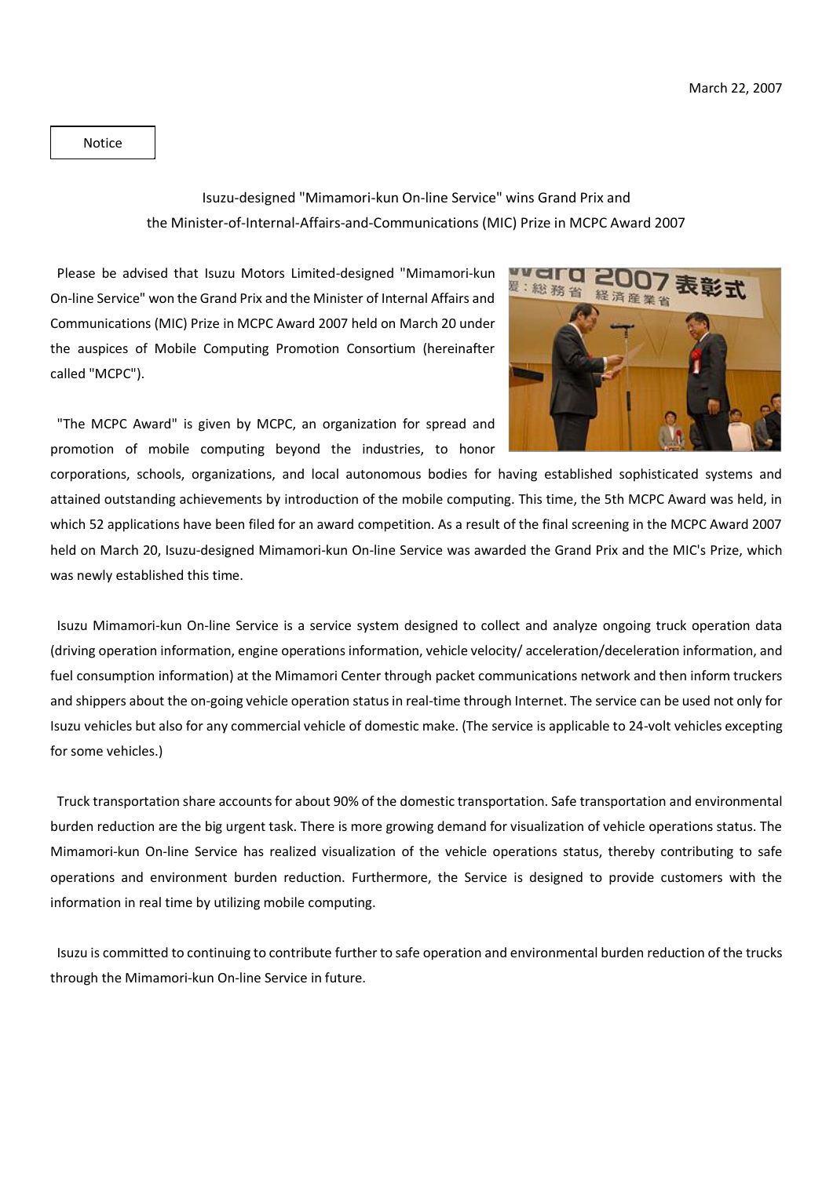March 22, 2007

Notice

## Isuzu-designed "Mimamori-kun On-line Service" wins Grand Prix and the Minister-of-Internal-Affairs-and-Communications (MIC) Prize in MCPC Award 2007

Please be advised that Isuzu Motors Limited-designed "Mimamori-kun On-line Service" won the Grand Prix and the Minister of Internal Affairs and Communications (MIC) Prize in MCPC Award 2007 held on March 20 under the auspices of Mobile Computing Promotion Consortium (hereinafter called "MCPC").

"The MCPC Award" is given by MCPC, an organization for spread and promotion of mobile computing beyond the industries, to honor corporations, schools, organizations, and local autonomous bodies for having established sophisticated systems and attained outstanding achievements by introduction of the mobile computing. This time, the 5th MCPC Award was held, in which 52 applications have been filed for an award competition. As a result of the final screening in the MCPC Award 2007 held on March 20, Isuzu-designed Mimamori-kun On-line Service was awarded the Grand Prix and the MIC's Prize, which was newly established this time.

Isuzu Mimamori-kun On-line Service is a service system designed to collect and analyze ongoing truck operation data (driving operation information, engine operations information, vehicle velocity/ acceleration/deceleration information, and fuel consumption information) at the Mimamori Center through packet communications network and then inform truckers and shippers about the on-going vehicle operation status in real-time through Internet. The service can be used not only for Isuzu vehicles but also for any commercial vehicle of domestic make. (The service is applicable to 24-volt vehicles excepting for some vehicles.)

Truck transportation share accounts for about 90% of the domestic transportation. Safe transportation and environmental burden reduction are the big urgent task. There is more growing demand for visualization of vehicle operations status. The Mimamori-kun On-line Service has realized visualization of the vehicle operations status, thereby contributing to safe operations and environment burden reduction. Furthermore, the Service is designed to provide customers with the information in real time by utilizing mobile computing.

Isuzu is committed to continuing to contribute further to safe operation and environmental burden reduction of the trucks through the Mimamori-kun On-line Service in future.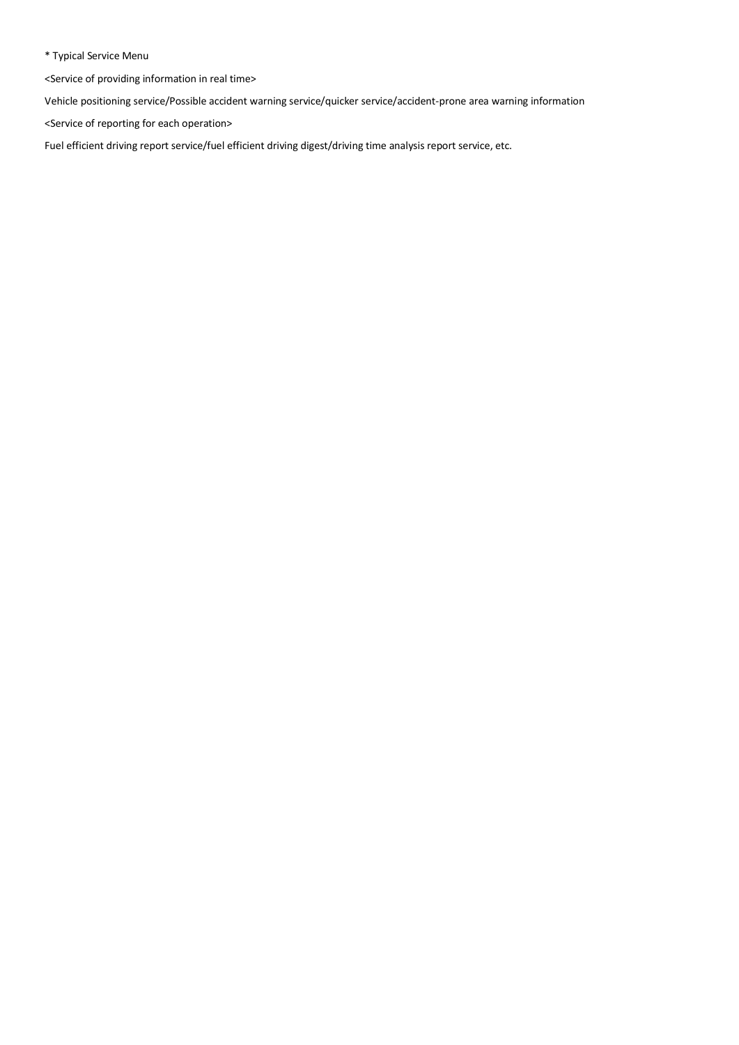* Typical Service Menu

<Service of providing information in real time>

Vehicle positioning service/Possible accident warning service/quicker service/accident-prone area warning information

<Service of reporting for each operation>

Fuel efficient driving report service/fuel efficient driving digest/driving time analysis report service, etc.